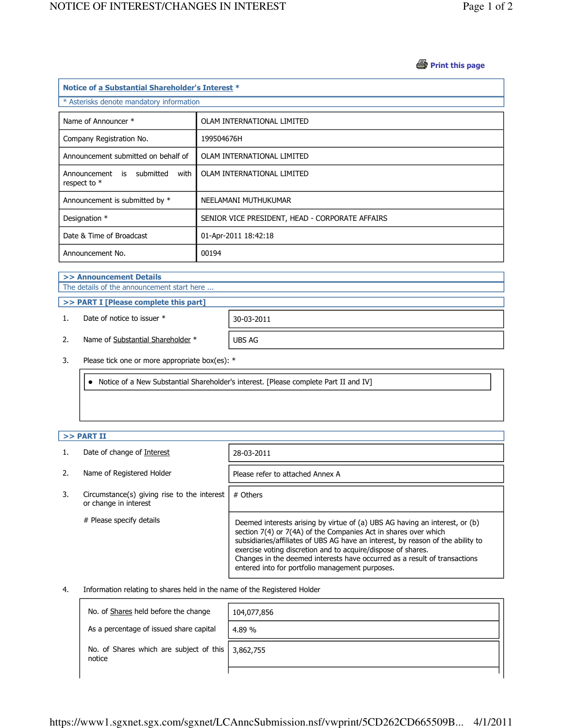## Notice of a Substantial Shareholder's Interest *

* Asterisks denote mandatory information

| | |
|---|---|
| Name of Announcer * | OLAM INTERNATIONAL LIMITED |
| Company Registration No. | 199504676H |
| Announcement submitted on behalf of | OLAM INTERNATIONAL LIMITED |
| Announcement is submitted with respect to * | OLAM INTERNATIONAL LIMITED |
| Announcement is submitted by * | NEELAMANI MUTHUKUMAR |
| Designation * | SENIOR VICE PRESIDENT, HEAD - CORPORATE AFFAIRS |
| Date & Time of Broadcast | 01-Apr-2011 18:42:18 |
| Announcement No. | 00194 |

### >> Announcement Details

The details of the announcement start here ...

### >> PART I [Please complete this part]

1. Date of notice to issuer * — 30-03-2011
2. Name of Substantial Shareholder * — UBS AG
3. Please tick one or more appropriate box(es): *
   - Notice of a New Substantial Shareholder's interest. [Please complete Part II and IV]

### >> PART II

1. Date of change of Interest — 28-03-2011
2. Name of Registered Holder — Please refer to attached Annex A
3. Circumstance(s) giving rise to the interest or change in interest — # Others

   # Please specify details — Deemed interests arising by virtue of (a) UBS AG having an interest, or (b) section 7(4) or 7(4A) of the Companies Act in shares over which subsidiaries/affiliates of UBS AG have an interest, by reason of the ability to exercise voting discretion and to acquire/dispose of shares.
   Changes in the deemed interests have occurred as a result of transactions entered into for portfolio management purposes.

4. Information relating to shares held in the name of the Registered Holder

| | |
|---|---|
| No. of Shares held before the change | 104,077,856 |
| As a percentage of issued share capital | 4.89 % |
| No. of Shares which are subject of this notice | 3,862,755 |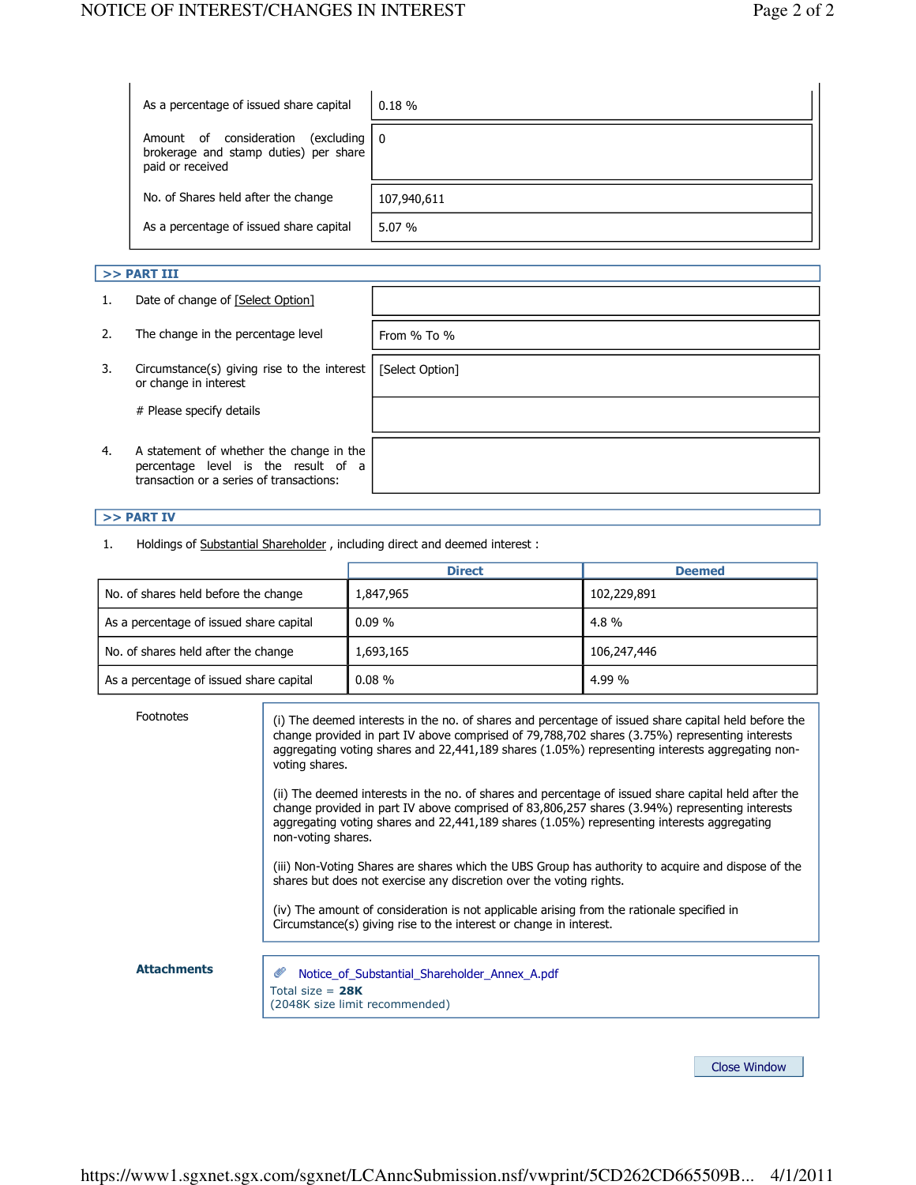| | |
|---|---|
| As a percentage of issued share capital | 0.18 % |
| Amount of consideration (excluding brokerage and stamp duties) per share paid or received | 0 |
| No. of Shares held after the change | 107,940,611 |
| As a percentage of issued share capital | 5.07 % |

## >> PART III

| | | |
|---|---|---|
| 1. | Date of change of [Select Option] | |
| 2. | The change in the percentage level | From % To % |
| 3. | Circumstance(s) giving rise to the interest or change in interest | [Select Option] |
| | # Please specify details | |
| 4. | A statement of whether the change in the percentage level is the result of a transaction or a series of transactions: | |

## >> PART IV

1. Holdings of Substantial Shareholder , including direct and deemed interest :

| | Direct | Deemed |
|---|---|---|
| No. of shares held before the change | 1,847,965 | 102,229,891 |
| As a percentage of issued share capital | 0.09 % | 4.8 % |
| No. of shares held after the change | 1,693,165 | 106,247,446 |
| As a percentage of issued share capital | 0.08 % | 4.99 % |

Footnotes

(i) The deemed interests in the no. of shares and percentage of issued share capital held before the change provided in part IV above comprised of 79,788,702 shares (3.75%) representing interests aggregating voting shares and 22,441,189 shares (1.05%) representing interests aggregating non-voting shares.

(ii) The deemed interests in the no. of shares and percentage of issued share capital held after the change provided in part IV above comprised of 83,806,257 shares (3.94%) representing interests aggregating voting shares and 22,441,189 shares (1.05%) representing interests aggregating non-voting shares.

(iii) Non-Voting Shares are shares which the UBS Group has authority to acquire and dispose of the shares but does not exercise any discretion over the voting rights.

(iv) The amount of consideration is not applicable arising from the rationale specified in Circumstance(s) giving rise to the interest or change in interest.

**Attachments**

Notice_of_Substantial_Shareholder_Annex_A.pdf
Total size = **28K**
(2048K size limit recommended)

Close Window